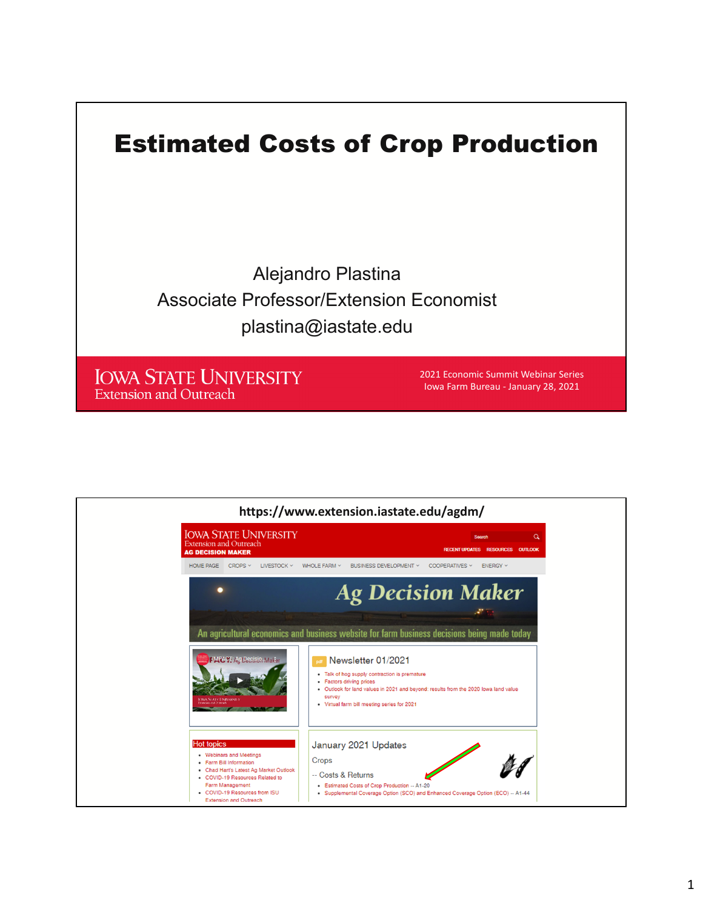# Estimated Costs of Crop Production

Alejandro Plastina
Associate Professor/Extension Economist
plastina@iastate.edu

IOWA STATE UNIVERSITY
Extension and Outreach

2021 Economic Summit Webinar Series
Iowa Farm Bureau - January 28, 2021

---

**https://www.extension.iastate.edu/agdm/**

IOWA STATE UNIVERSITY
Extension and Outreach
AG DECISION MAKER

RECENT UPDATES | RESOURCES | OUTLOOK

HOME PAGE | CROPS | LIVESTOCK | WHOLE FARM | BUSINESS DEVELOPMENT | COOPERATIVES | ENERGY

Ag Decision Maker

An agricultural economics and business website for farm business decisions being made today

Newsletter 01/2021

- Talk of hog supply contraction is premature
- Factors driving prices
- Outlook for land values in 2021 and beyond: results from the 2020 Iowa land value survey
- Virtual farm bill meeting series for 2021

Hot topics

- Webinars and Meetings
- Farm Bill Information
- Chad Hart's Latest Ag Market Outlook
- COVID-19 Resources Related to Farm Management
- COVID-19 Resources from ISU Extension and Outreach

January 2021 Updates

Crops

-- Costs & Returns

- Estimated Costs of Crop Production -- A1-20
- Supplemental Coverage Option (SCO) and Enhanced Coverage Option (ECO) -- A1-44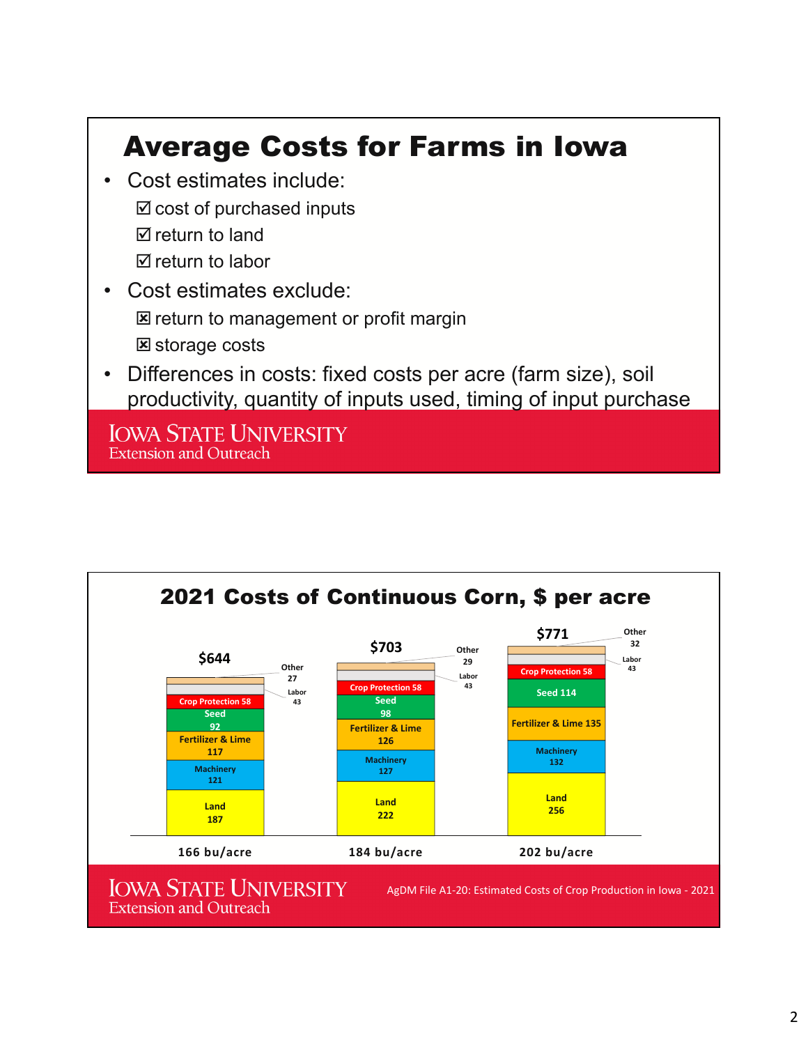# Average Costs for Farms in Iowa

- Cost estimates include:
  - ☑ cost of purchased inputs
  - ☑ return to land
  - ☑ return to labor
- Cost estimates exclude:
  - ☒ return to management or profit margin
  - ☒ storage costs
- Differences in costs: fixed costs per acre (farm size), soil productivity, quantity of inputs used, timing of input purchase

IOWA STATE UNIVERSITY
Extension and Outreach

## 2021 Costs of Continuous Corn, $ per acre

| Cost item | 166 bu/acre | 184 bu/acre | 202 bu/acre |
|---|---|---|---|
| Land | 187 | 222 | 256 |
| Machinery | 121 | 127 | 132 |
| Fertilizer & Lime | 117 | 126 | 135 |
| Seed | 92 | 98 | 114 |
| Crop Protection | 58 | 58 | 58 |
| Labor | 43 | 43 | 43 |
| Other | 27 | 29 | 32 |
| **Total** | **$644** | **$703** | **$771** |

IOWA STATE UNIVERSITY
Extension and Outreach

AgDM File A1-20: Estimated Costs of Crop Production in Iowa - 2021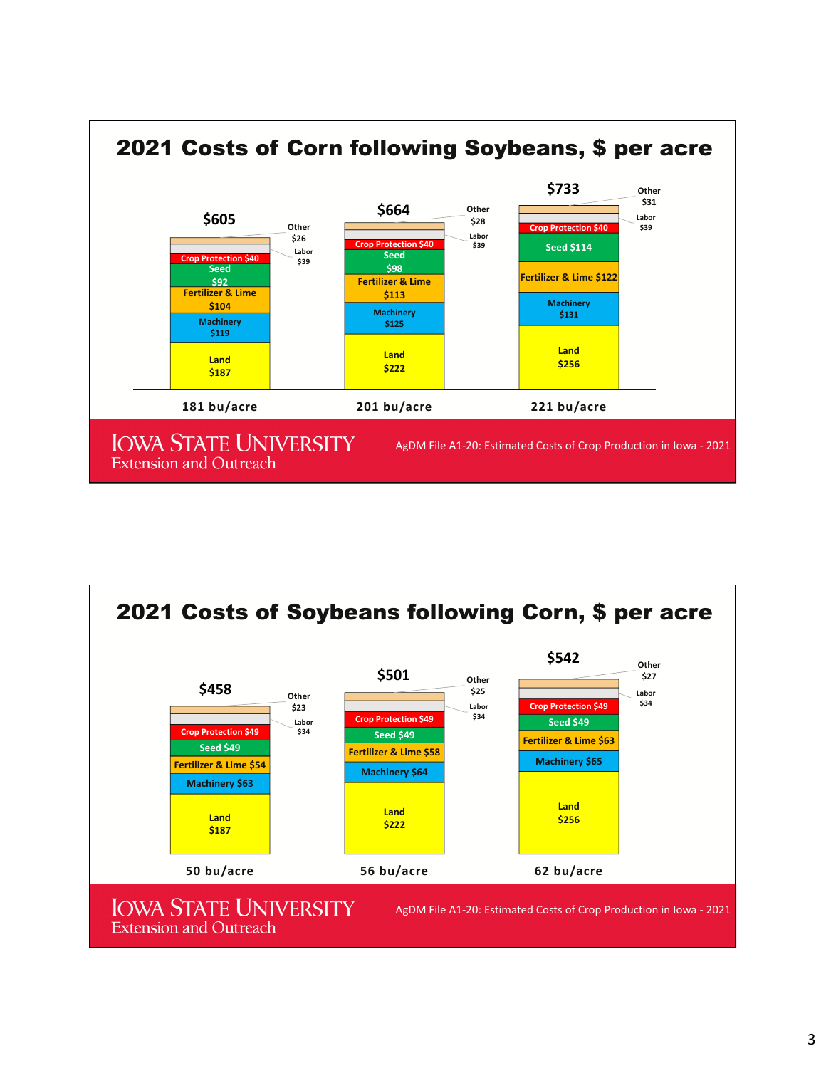## 2021 Costs of Corn following Soybeans, $ per acre

| Cost item | 181 bu/acre | 201 bu/acre | 221 bu/acre |
| --- | --- | --- | --- |
| Other | $26 | $28 | $31 |
| Labor | $39 | $39 | $39 |
| Crop Protection | $40 | $40 | $40 |
| Seed | $92 | $98 | $114 |
| Fertilizer & Lime | $104 | $113 | $122 |
| Machinery | $119 | $125 | $131 |
| Land | $187 | $222 | $256 |
| Total | $605 | $664 | $733 |

IOWA STATE UNIVERSITY Extension and Outreach — AgDM File A1-20: Estimated Costs of Crop Production in Iowa - 2021

## 2021 Costs of Soybeans following Corn, $ per acre

| Cost item | 50 bu/acre | 56 bu/acre | 62 bu/acre |
| --- | --- | --- | --- |
| Other | $23 | $25 | $27 |
| Labor | $34 | $34 | $34 |
| Crop Protection | $49 | $49 | $49 |
| Seed | $49 | $49 | $49 |
| Fertilizer & Lime | $54 | $58 | $63 |
| Machinery | $63 | $64 | $65 |
| Land | $187 | $222 | $256 |
| Total | $458 | $501 | $542 |

IOWA STATE UNIVERSITY Extension and Outreach — AgDM File A1-20: Estimated Costs of Crop Production in Iowa - 2021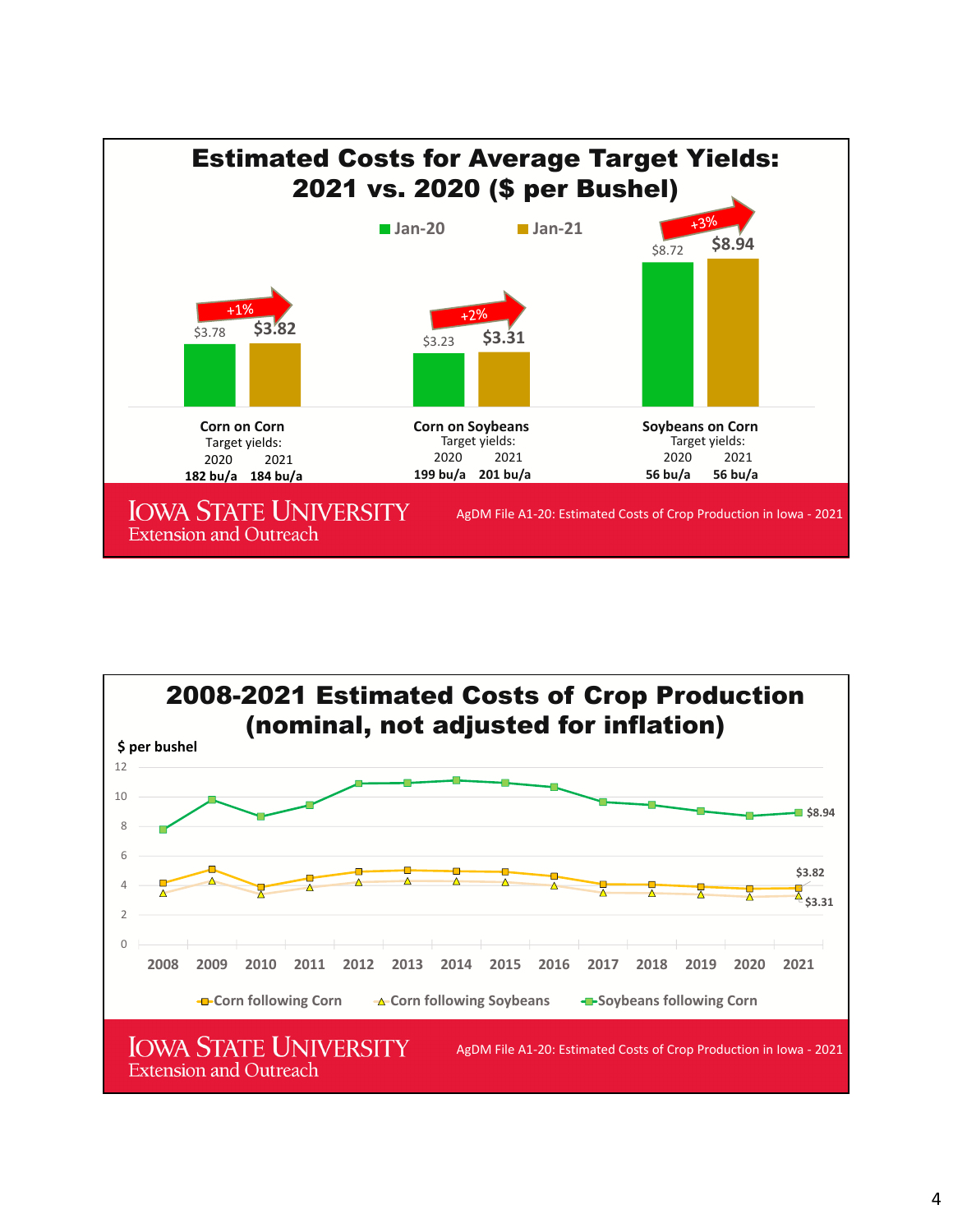## Estimated Costs for Average Target Yields: 2021 vs. 2020 ($ per Bushel)

| | Jan-20 | Jan-21 | Change |
|---|---|---|---|
| Corn on Corn (Target yields: 2020 182 bu/a, 2021 184 bu/a) | $3.78 | $3.82 | +1% |
| Corn on Soybeans (Target yields: 2020 199 bu/a, 2021 201 bu/a) | $3.23 | $3.31 | +2% |
| Soybeans on Corn (Target yields: 2020 56 bu/a, 2021 56 bu/a) | $8.72 | $8.94 | +3% |

IOWA STATE UNIVERSITY Extension and Outreach

AgDM File A1-20: Estimated Costs of Crop Production in Iowa - 2021

## 2008-2021 Estimated Costs of Crop Production (nominal, not adjusted for inflation)

$ per bushel

Series: Corn following Corn, Corn following Soybeans, Soybeans following Corn (2008–2021)

2021 values: Soybeans following Corn $8.94; Corn following Corn $3.82; Corn following Soybeans $3.31

IOWA STATE UNIVERSITY Extension and Outreach

AgDM File A1-20: Estimated Costs of Crop Production in Iowa - 2021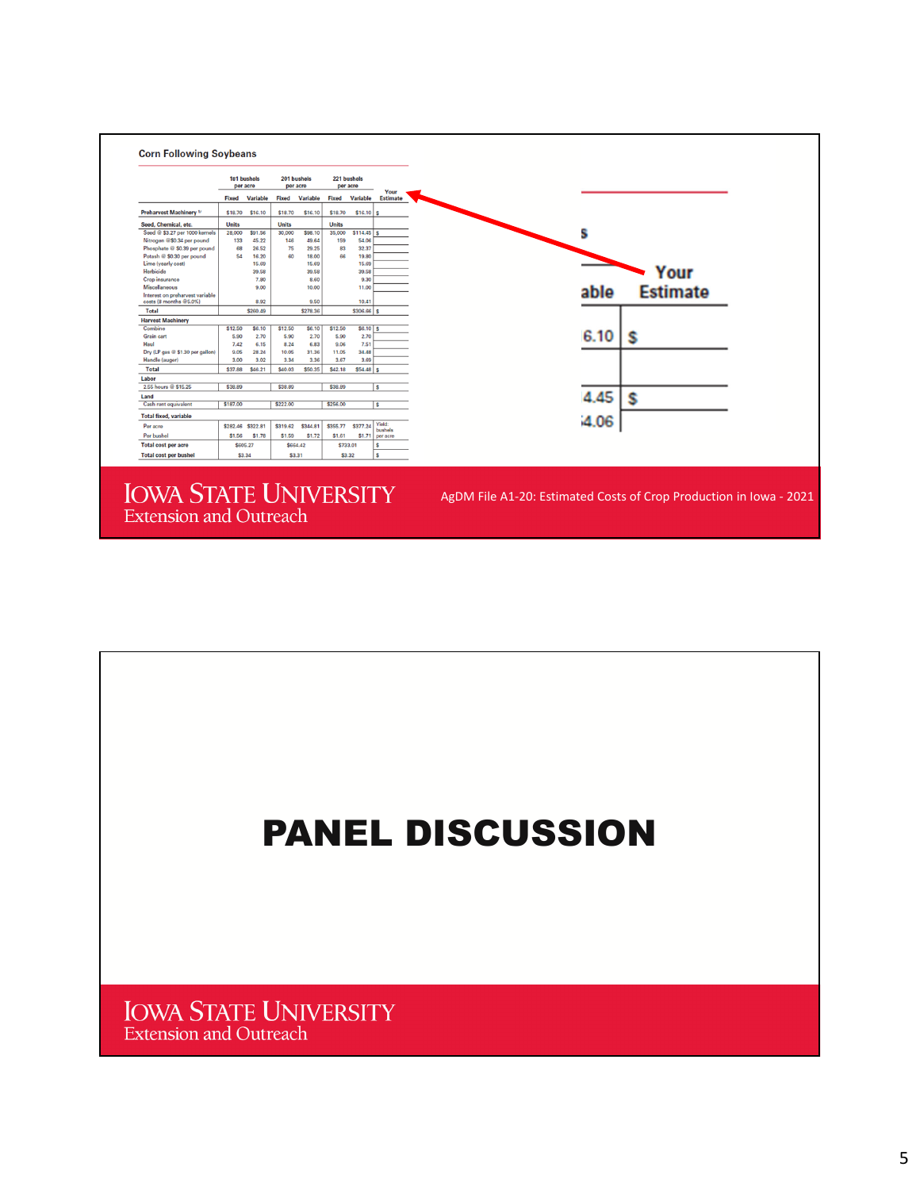## Corn Following Soybeans

| | 181 bushels per acre | | 201 bushels per acre | | 221 bushels per acre | | Your Estimate |
|---|---|---|---|---|---|---|---|
| | Fixed | Variable | Fixed | Variable | Fixed | Variable | |
| Preharvest Machinery | $18.70 | $16.10 | $18.70 | $16.10 | $18.70 | $16.10 | $ |
| **Seed, Chemical, etc.** | Units | | Units | | Units | | |
| Seed @ $3.27 per 1000 kernels | 28,000 | $91.56 | 30,000 | $98.10 | 35,000 | $114.45 | $ |
| Nitrogen @$0.34 per pound | 133 | 45.22 | 146 | 49.64 | 159 | 54.06 | |
| Phosphate @ $0.39 per pound | 68 | 26.52 | 75 | 29.25 | 83 | 32.37 | |
| Potash @ $0.30 per pound | 54 | 16.20 | 60 | 18.00 | 66 | 19.80 | |
| Lime (yearly cost) | | 15.69 | | 15.69 | | 15.69 | |
| Herbicide | | 39.58 | | 39.58 | | 39.58 | |
| Crop insurance | | 7.80 | | 8.60 | | 9.30 | |
| Miscellaneous | | 9.00 | | 10.00 | | 11.00 | |
| Interest on preharvest variable costs (8 months @5.0%) | | 8.92 | | 9.50 | | 10.41 | |
| Total | | $260.49 | | $278.36 | | $306.66 | $ |
| **Harvest Machinery** | | | | | | | |
| Combine | $12.50 | $6.10 | $12.50 | $6.10 | $12.50 | $6.10 | $ |
| Grain cart | 5.90 | 2.70 | 5.90 | 2.70 | 5.90 | 2.70 | |
| Haul | 7.42 | 6.15 | 8.24 | 6.83 | 9.06 | 7.51 | |
| Dry (LP gas @ $1.30 per gallon) | 9.05 | 28.24 | 10.05 | 31.36 | 11.05 | 34.48 | |
| Handle (auger) | 3.00 | 3.02 | 3.34 | 3.36 | 3.67 | 3.69 | |
| Total | $37.88 | $46.21 | $40.03 | $50.35 | $42.18 | $54.48 | $ |
| **Labor** | | | | | | | |
| 2.55 hours @ $15.25 | $38.89 | | $38.89 | | $38.89 | | $ |
| **Land** | | | | | | | |
| Cash rent equivalent | $187.00 | | $222.00 | | $256.00 | | $ |
| **Total fixed, variable** | | | | | | | |
| Per acre | $282.46 | $322.81 | $319.62 | $344.81 | $355.77 | $377.24 | Yield, bushels per acre |
| Per bushel | $1.56 | $1.78 | $1.59 | $1.72 | $1.61 | $1.71 | |
| Total cost per acre | $605.27 | | $664.42 | | $733.01 | | $ |
| Total cost per bushel | $3.34 | | $3.31 | | $3.32 | | $ |

able | Your Estimate

6.10 | $

4.45 | $

4.06

AgDM File A1-20: Estimated Costs of Crop Production in Iowa - 2021

Iowa State University Extension and Outreach

# PANEL DISCUSSION

Iowa State University Extension and Outreach